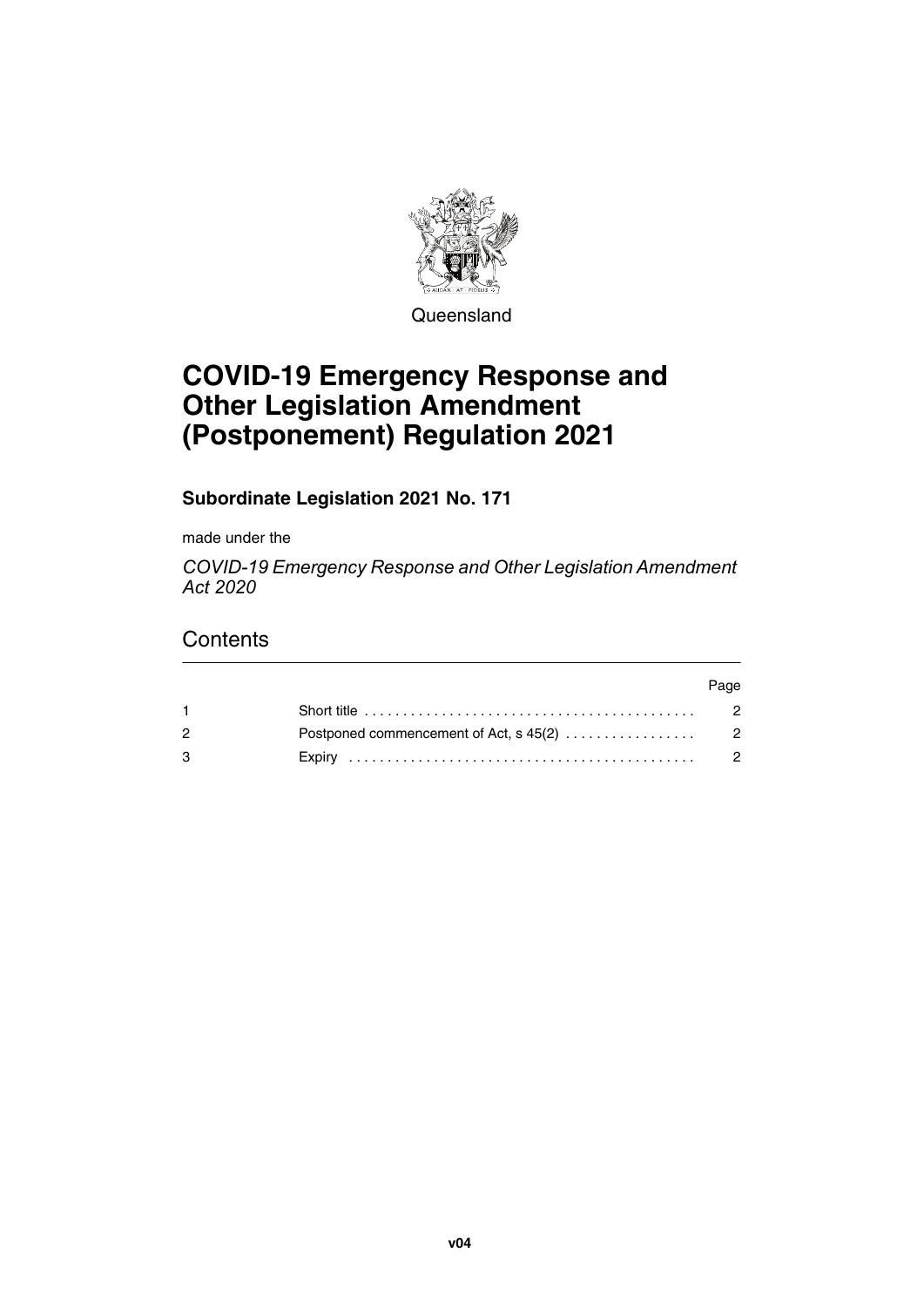Queensland

# COVID-19 Emergency Response and Other Legislation Amendment (Postponement) Regulation 2021

**Subordinate Legislation 2021 No. 171**

made under the

*COVID-19 Emergency Response and Other Legislation Amendment Act 2020*

## Contents

| | | Page |
|---|---|---|
| 1 | Short title | 2 |
| 2 | Postponed commencement of Act, s 45(2) | 2 |
| 3 | Expiry | 2 |

v04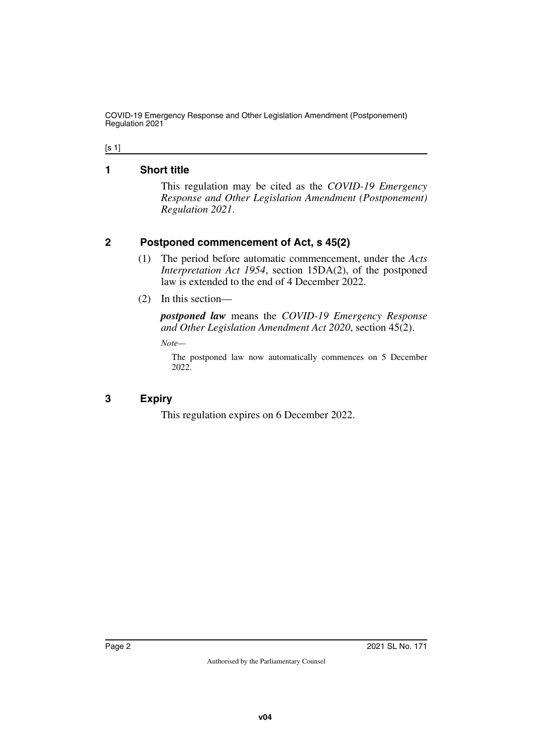## 1 Short title

This regulation may be cited as the *COVID-19 Emergency Response and Other Legislation Amendment (Postponement) Regulation 2021*.

## 2 Postponed commencement of Act, s 45(2)

(1) The period before automatic commencement, under the *Acts Interpretation Act 1954*, section 15DA(2), of the postponed law is extended to the end of 4 December 2022.

(2) In this section—

***postponed law*** means the *COVID-19 Emergency Response and Other Legislation Amendment Act 2020*, section 45(2).

*Note—*

The postponed law now automatically commences on 5 December 2022.

## 3 Expiry

This regulation expires on 6 December 2022.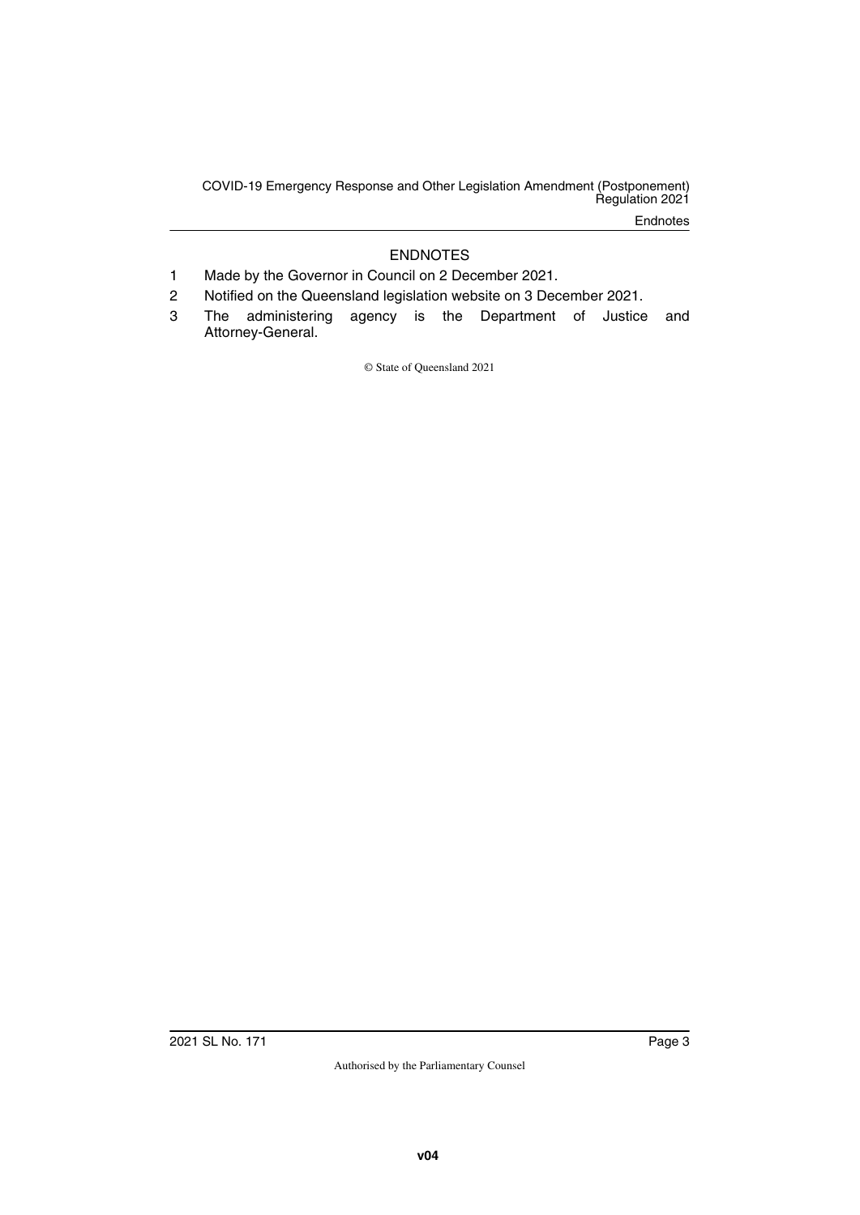## ENDNOTES

1. Made by the Governor in Council on 2 December 2021.
2. Notified on the Queensland legislation website on 3 December 2021.
3. The administering agency is the Department of Justice and Attorney-General.

© State of Queensland 2021